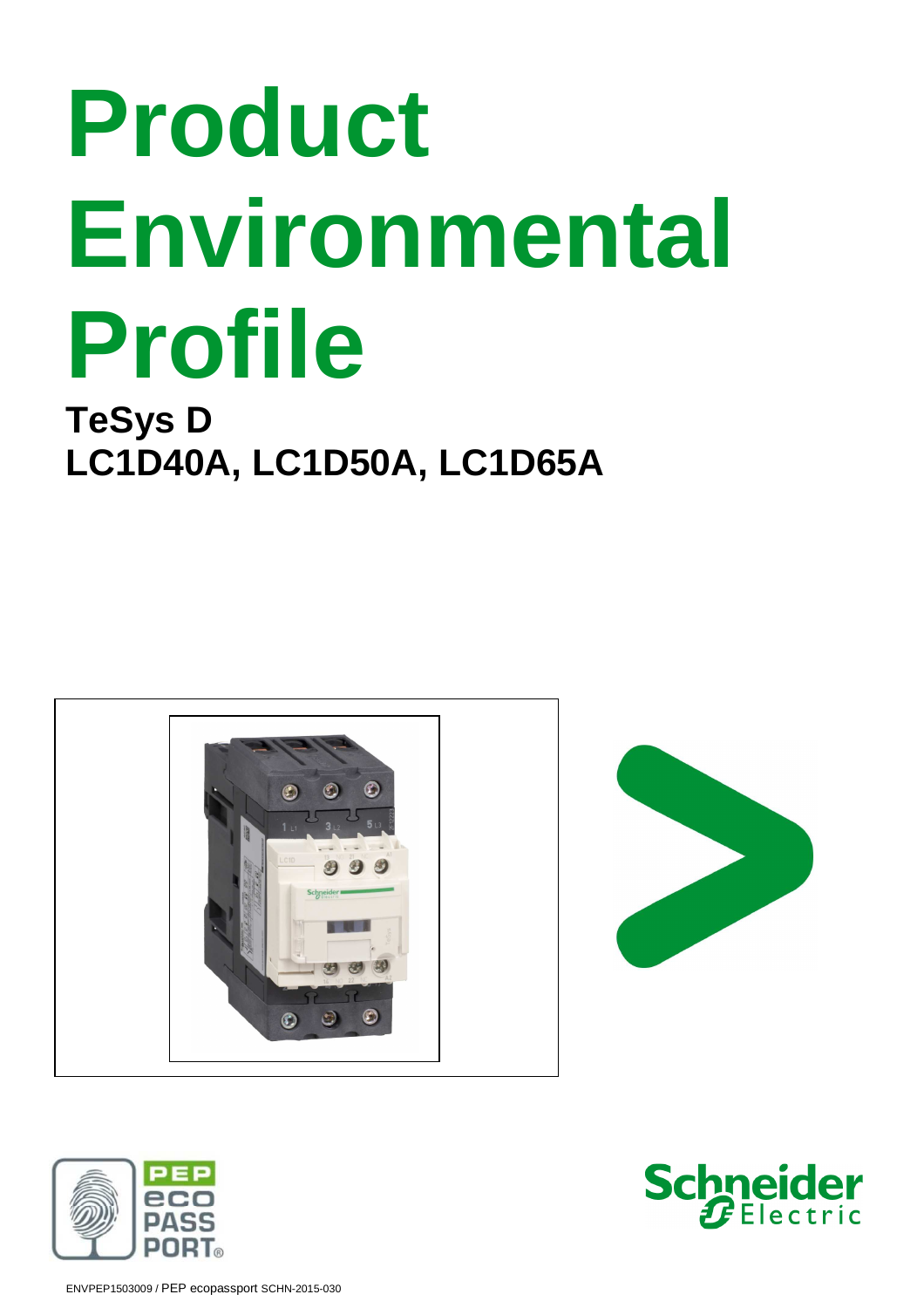# Product Environmental Profile

## TeSys D
## LC1D40A, LC1D50A, LC1D65A

ENVPEP1503009 / PEP ecopassport SCHN-2015-030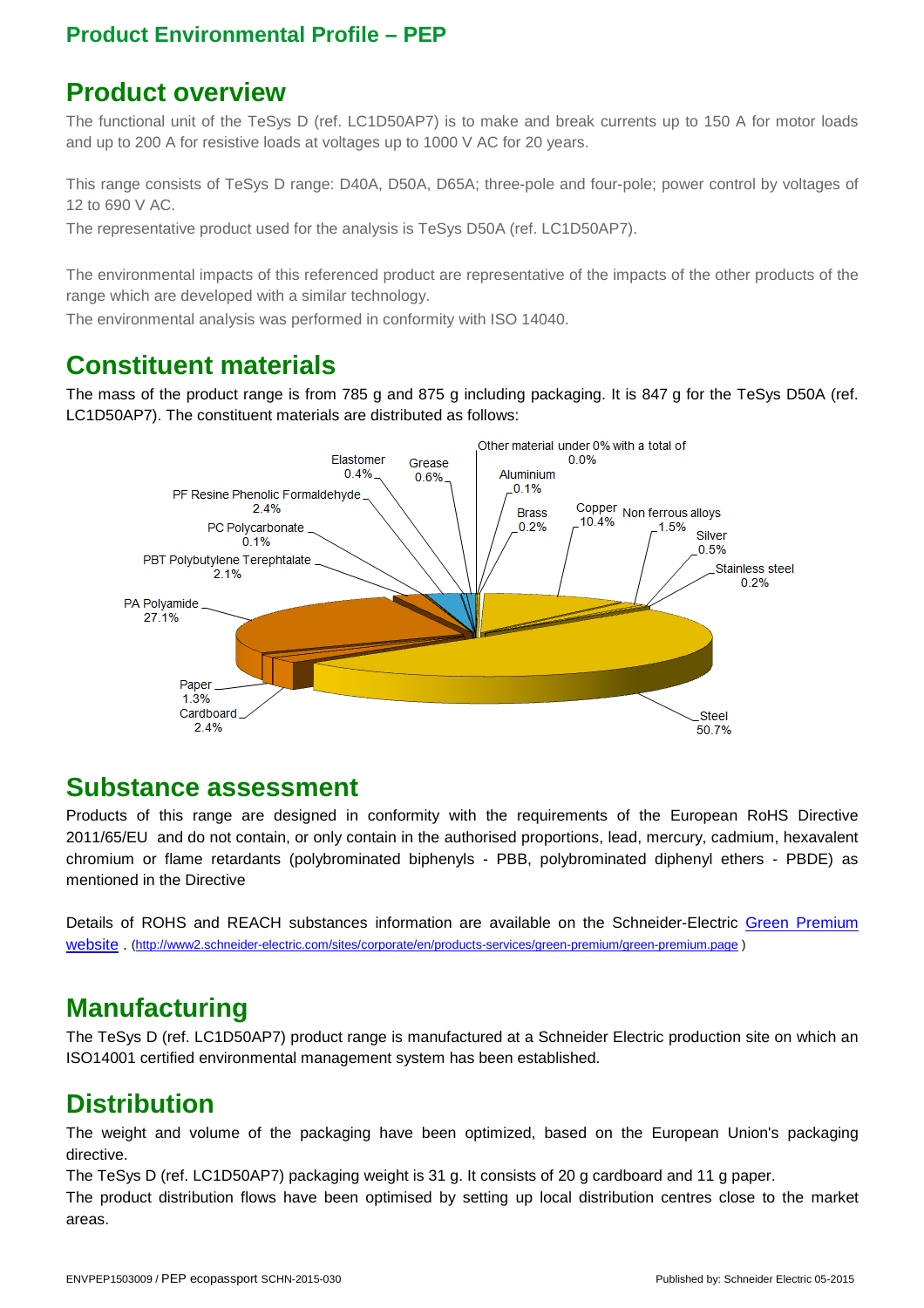## Product Environmental Profile – PEP

# Product overview

The functional unit of the TeSys D (ref. LC1D50AP7) is to make and break currents up to 150 A for motor loads and up to 200 A for resistive loads at voltages up to 1000 V AC for 20 years.

This range consists of TeSys D range: D40A, D50A, D65A; three-pole and four-pole; power control by voltages of 12 to 690 V AC.

The representative product used for the analysis is TeSys D50A (ref. LC1D50AP7).

The environmental impacts of this referenced product are representative of the impacts of the other products of the range which are developed with a similar technology.

The environmental analysis was performed in conformity with ISO 14040.

# Constituent materials

The mass of the product range is from 785 g and 875 g including packaging. It is 847 g for the TeSys D50A (ref. LC1D50AP7). The constituent materials are distributed as follows:

Elastomer 0.4%
Grease 0.6%
Other material under 0% with a total of 0.0%
Aluminium 0.1%
PF Resine Phenolic Formaldehyde 2.4%
Brass 0.2%
Copper 10.4%
Non ferrous alloys 1.5%
PC Polycarbonate 0.1%
Silver 0.5%
PBT Polybutylene Terephtalate 2.1%
Stainless steel 0.2%
PA Polyamide 27.1%
Paper 1.3%
Cardboard 2.4%
Steel 50.7%

# Substance assessment

Products of this range are designed in conformity with the requirements of the European RoHS Directive 2011/65/EU and do not contain, or only contain in the authorised proportions, lead, mercury, cadmium, hexavalent chromium or flame retardants (polybrominated biphenyls - PBB, polybrominated diphenyl ethers - PBDE) as mentioned in the Directive

Details of ROHS and REACH substances information are available on the Schneider-Electric [Green Premium website](http://www2.schneider-electric.com/sites/corporate/en/products-services/green-premium/green-premium.page) . (http://www2.schneider-electric.com/sites/corporate/en/products-services/green-premium/green-premium.page )

# Manufacturing

The TeSys D (ref. LC1D50AP7) product range is manufactured at a Schneider Electric production site on which an ISO14001 certified environmental management system has been established.

# Distribution

The weight and volume of the packaging have been optimized, based on the European Union's packaging directive.

The TeSys D (ref. LC1D50AP7) packaging weight is 31 g. It consists of 20 g cardboard and 11 g paper.

The product distribution flows have been optimised by setting up local distribution centres close to the market areas.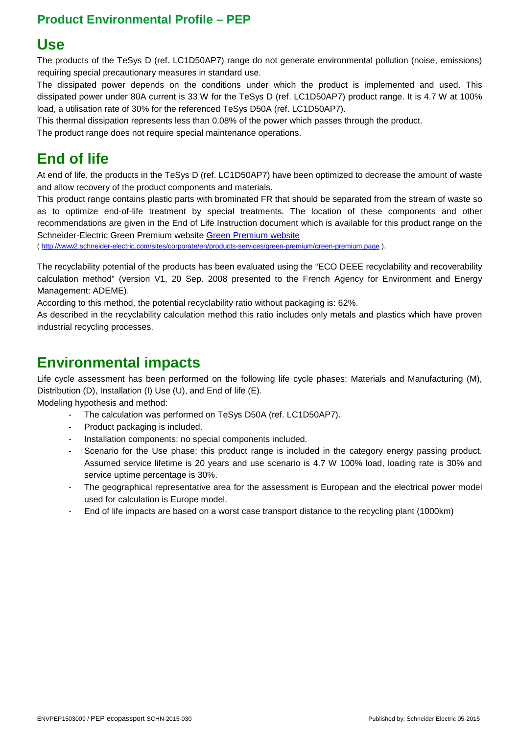## Product Environmental Profile – PEP

# Use

The products of the TeSys D (ref. LC1D50AP7) range do not generate environmental pollution (noise, emissions) requiring special precautionary measures in standard use.

The dissipated power depends on the conditions under which the product is implemented and used. This dissipated power under 80A current is 33 W for the TeSys D (ref. LC1D50AP7) product range. It is 4.7 W at 100% load, a utilisation rate of 30% for the referenced TeSys D50A (ref. LC1D50AP7).

This thermal dissipation represents less than 0.08% of the power which passes through the product.

The product range does not require special maintenance operations.

# End of life

At end of life, the products in the TeSys D (ref. LC1D50AP7) have been optimized to decrease the amount of waste and allow recovery of the product components and materials.

This product range contains plastic parts with brominated FR that should be separated from the stream of waste so as to optimize end-of-life treatment by special treatments. The location of these components and other recommendations are given in the End of Life Instruction document which is available for this product range on the Schneider-Electric Green Premium website [Green Premium website](http://www2.schneider-electric.com/sites/corporate/en/products-services/green-premium/green-premium.page)

( http://www2.schneider-electric.com/sites/corporate/en/products-services/green-premium/green-premium.page ).

The recyclability potential of the products has been evaluated using the "ECO DEEE recyclability and recoverability calculation method" (version V1, 20 Sep. 2008 presented to the French Agency for Environment and Energy Management: ADEME).

According to this method, the potential recyclability ratio without packaging is: 62%.

As described in the recyclability calculation method this ratio includes only metals and plastics which have proven industrial recycling processes.

# Environmental impacts

Life cycle assessment has been performed on the following life cycle phases: Materials and Manufacturing (M), Distribution (D), Installation (I) Use (U), and End of life (E).

Modeling hypothesis and method:

- The calculation was performed on TeSys D50A (ref. LC1D50AP7).
- Product packaging is included.
- Installation components: no special components included.
- Scenario for the Use phase: this product range is included in the category energy passing product. Assumed service lifetime is 20 years and use scenario is 4.7 W 100% load, loading rate is 30% and service uptime percentage is 30%.
- The geographical representative area for the assessment is European and the electrical power model used for calculation is Europe model.
- End of life impacts are based on a worst case transport distance to the recycling plant (1000km)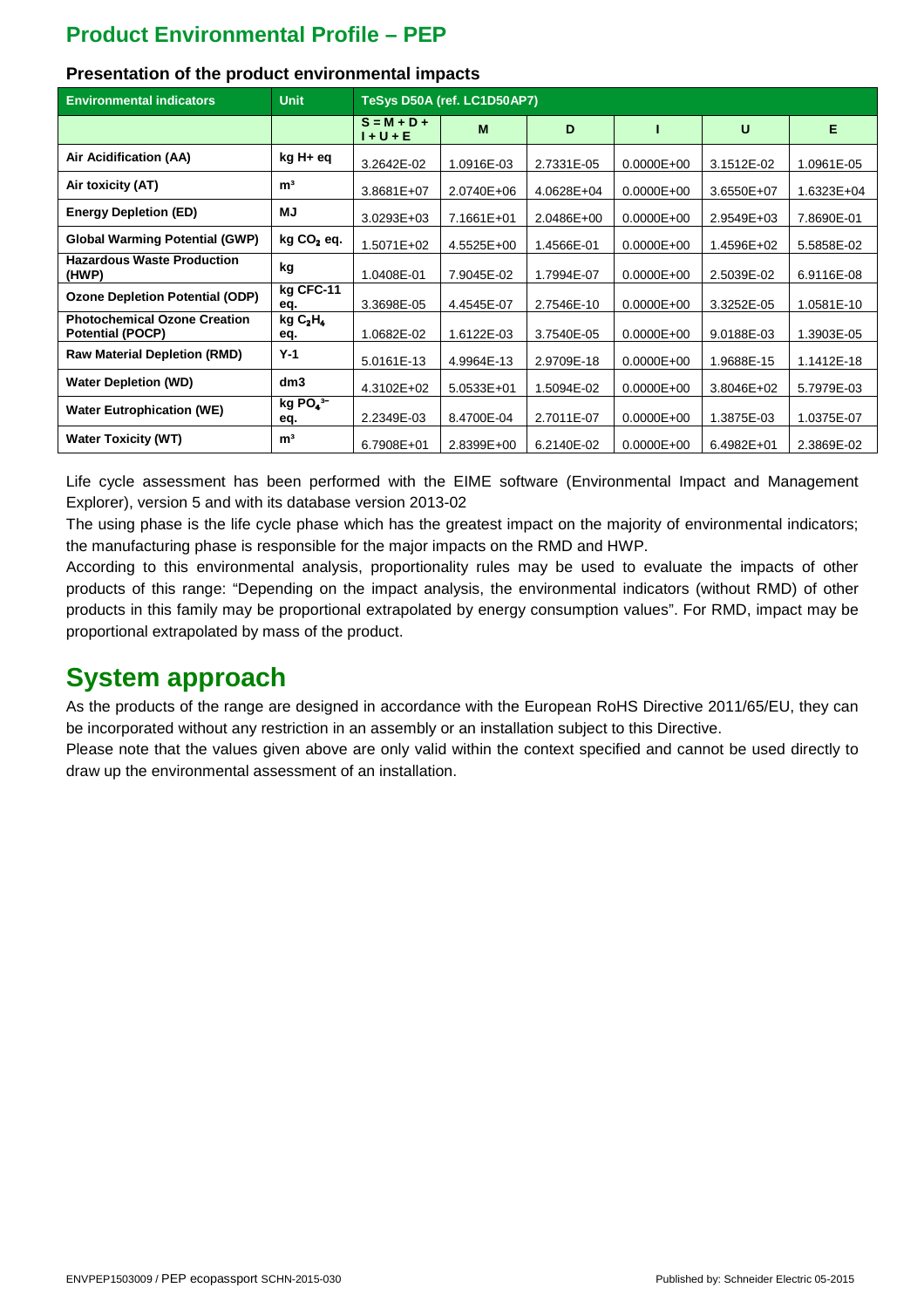# Product Environmental Profile – PEP

### Presentation of the product environmental impacts

| Environmental indicators | Unit | TeSys D50A (ref. LC1D50AP7) | | | | | |
|---|---|---|---|---|---|---|---|
| | | S = M + D + I + U + E | M | D | I | U | E |
| Air Acidification (AA) | kg H+ eq | 3.2642E-02 | 1.0916E-03 | 2.7331E-05 | 0.0000E+00 | 3.1512E-02 | 1.0961E-05 |
| Air toxicity (AT) | m³ | 3.8681E+07 | 2.0740E+06 | 4.0628E+04 | 0.0000E+00 | 3.6550E+07 | 1.6323E+04 |
| Energy Depletion (ED) | MJ | 3.0293E+03 | 7.1661E+01 | 2.0486E+00 | 0.0000E+00 | 2.9549E+03 | 7.8690E-01 |
| Global Warming Potential (GWP) | kg $CO_2$ eq. | 1.5071E+02 | 4.5525E+00 | 1.4566E-01 | 0.0000E+00 | 1.4596E+02 | 5.5858E-02 |
| Hazardous Waste Production (HWP) | kg | 1.0408E-01 | 7.9045E-02 | 1.7994E-07 | 0.0000E+00 | 2.5039E-02 | 6.9116E-08 |
| Ozone Depletion Potential (ODP) | kg CFC-11 eq. | 3.3698E-05 | 4.4545E-07 | 2.7546E-10 | 0.0000E+00 | 3.3252E-05 | 1.0581E-10 |
| Photochemical Ozone Creation Potential (POCP) | kg $C_2H_4$ eq. | 1.0682E-02 | 1.6122E-03 | 3.7540E-05 | 0.0000E+00 | 9.0188E-03 | 1.3903E-05 |
| Raw Material Depletion (RMD) | Y-1 | 5.0161E-13 | 4.9964E-13 | 2.9709E-18 | 0.0000E+00 | 1.9688E-15 | 1.1412E-18 |
| Water Depletion (WD) | dm3 | 4.3102E+02 | 5.0533E+01 | 1.5094E-02 | 0.0000E+00 | 3.8046E+02 | 5.7979E-03 |
| Water Eutrophication (WE) | kg $PO_4^{3-}$ eq. | 2.2349E-03 | 8.4700E-04 | 2.7011E-07 | 0.0000E+00 | 1.3875E-03 | 1.0375E-07 |
| Water Toxicity (WT) | m³ | 6.7908E+01 | 2.8399E+00 | 6.2140E-02 | 0.0000E+00 | 6.4982E+01 | 2.3869E-02 |

Life cycle assessment has been performed with the EIME software (Environmental Impact and Management Explorer), version 5 and with its database version 2013-02

The using phase is the life cycle phase which has the greatest impact on the majority of environmental indicators; the manufacturing phase is responsible for the major impacts on the RMD and HWP.

According to this environmental analysis, proportionality rules may be used to evaluate the impacts of other products of this range: "Depending on the impact analysis, the environmental indicators (without RMD) of other products in this family may be proportional extrapolated by energy consumption values". For RMD, impact may be proportional extrapolated by mass of the product.

# System approach

As the products of the range are designed in accordance with the European RoHS Directive 2011/65/EU, they can be incorporated without any restriction in an assembly or an installation subject to this Directive.

Please note that the values given above are only valid within the context specified and cannot be used directly to draw up the environmental assessment of an installation.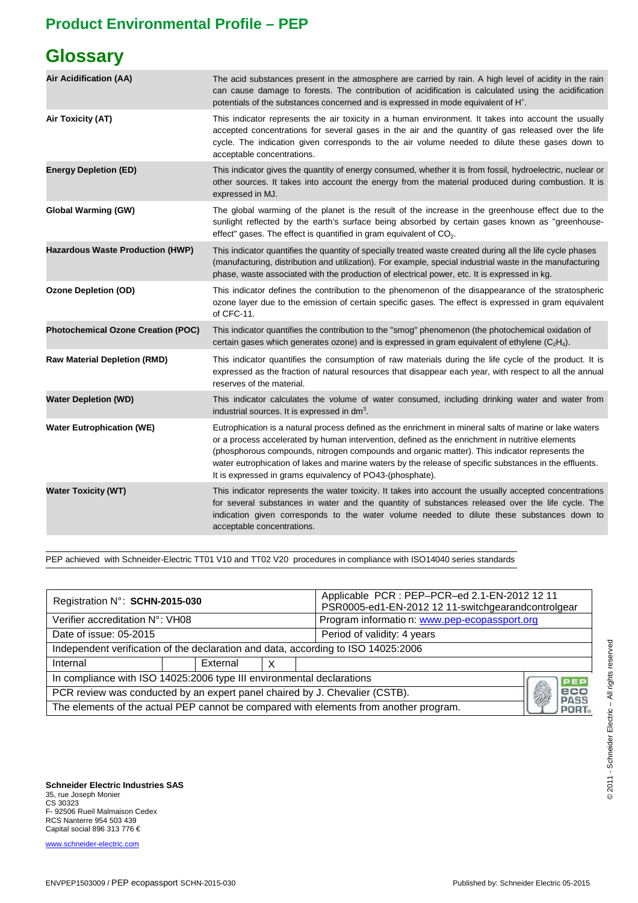## Product Environmental Profile – PEP

# Glossary

| | |
|---|---|
| **Air Acidification (AA)** | The acid substances present in the atmosphere are carried by rain. A high level of acidity in the rain can cause damage to forests. The contribution of acidification is calculated using the acidification potentials of the substances concerned and is expressed in mode equivalent of $H^+$. |
| **Air Toxicity (AT)** | This indicator represents the air toxicity in a human environment. It takes into account the usually accepted concentrations for several gases in the air and the quantity of gas released over the life cycle. The indication given corresponds to the air volume needed to dilute these gases down to acceptable concentrations. |
| **Energy Depletion (ED)** | This indicator gives the quantity of energy consumed, whether it is from fossil, hydroelectric, nuclear or other sources. It takes into account the energy from the material produced during combustion. It is expressed in MJ. |
| **Global Warming (GW)** | The global warming of the planet is the result of the increase in the greenhouse effect due to the sunlight reflected by the earth's surface being absorbed by certain gases known as "greenhouse-effect" gases. The effect is quantified in gram equivalent of $CO_2$. |
| **Hazardous Waste Production (HWP)** | This indicator quantifies the quantity of specially treated waste created during all the life cycle phases (manufacturing, distribution and utilization). For example, special industrial waste in the manufacturing phase, waste associated with the production of electrical power, etc. It is expressed in kg. |
| **Ozone Depletion (OD)** | This indicator defines the contribution to the phenomenon of the disappearance of the stratospheric ozone layer due to the emission of certain specific gases. The effect is expressed in gram equivalent of CFC-11. |
| **Photochemical Ozone Creation (POC)** | This indicator quantifies the contribution to the "smog" phenomenon (the photochemical oxidation of certain gases which generates ozone) and is expressed in gram equivalent of ethylene ($C_2H_4$). |
| **Raw Material Depletion (RMD)** | This indicator quantifies the consumption of raw materials during the life cycle of the product. It is expressed as the fraction of natural resources that disappear each year, with respect to all the annual reserves of the material. |
| **Water Depletion (WD)** | This indicator calculates the volume of water consumed, including drinking water and water from industrial sources. It is expressed in $dm^3$. |
| **Water Eutrophication (WE)** | Eutrophication is a natural process defined as the enrichment in mineral salts of marine or lake waters or a process accelerated by human intervention, defined as the enrichment in nutritive elements (phosphorous compounds, nitrogen compounds and organic matter). This indicator represents the water eutrophication of lakes and marine waters by the release of specific substances in the effluents. It is expressed in grams equivalency of PO43-(phosphate). |
| **Water Toxicity (WT)** | This indicator represents the water toxicity. It takes into account the usually accepted concentrations for several substances in water and the quantity of substances released over the life cycle. The indication given corresponds to the water volume needed to dilute these substances down to acceptable concentrations. |

PEP achieved with Schneider-Electric TT01 V10 and TT02 V20 procedures in compliance with ISO14040 series standards

| | | | | |
|---|---|---|---|---|
| Registration N°: **SCHN-2015-030** | | | | Applicable PCR : PEP–PCR–ed 2.1-EN-2012 12 11 PSR0005-ed1-EN-2012 12 11-switchgearandcontrolgear |
| Verifier accreditation N°: VH08 | | | | Program information: www.pep-ecopassport.org |
| Date of issue: 05-2015 | | | | Period of validity: 4 years |
| Independent verification of the declaration and data, according to ISO 14025:2006 | | | | |
| Internal | | External | X | |
| In compliance with ISO 14025:2006 type III environmental declarations | | | | |
| PCR review was conducted by an expert panel chaired by J. Chevalier (CSTB). | | | | |
| The elements of the actual PEP cannot be compared with elements from another program. | | | | |

**Schneider Electric Industries SAS**
35, rue Joseph Monier
CS 30323
F- 92506 Rueil Malmaison Cedex
RCS Nanterre 954 503 439
Capital social 896 313 776 €

www.schneider-electric.com

© 2011 - Schneider Electric – All rights reserved

ENVPEP1503009 / PEP ecopassport SCHN-2015-030

Published by: Schneider Electric 05-2015